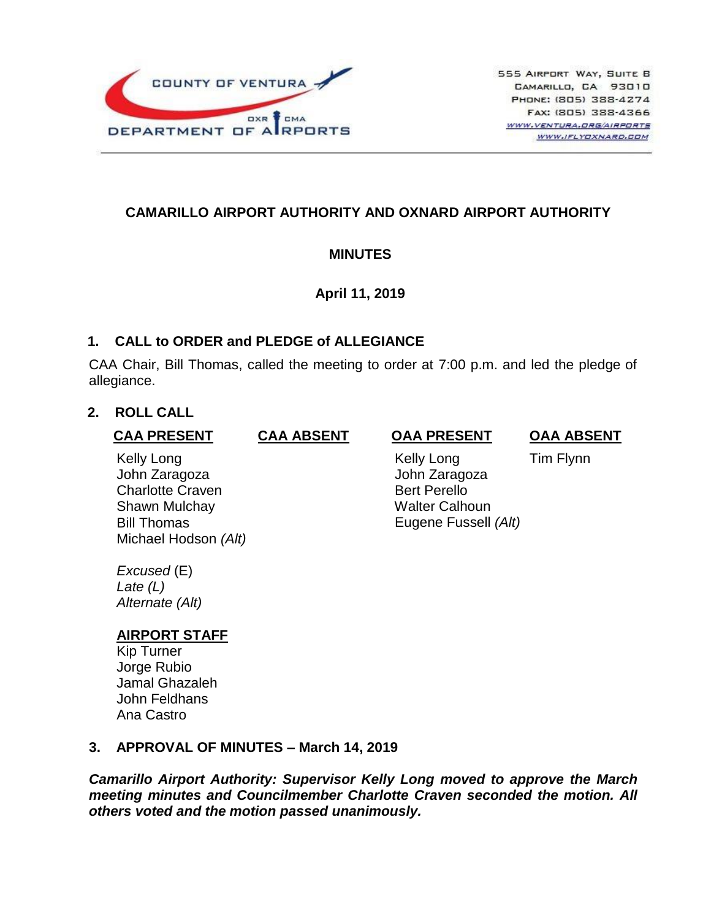COUNTY OF VENTURA
DEPARTMENT OF AIRPORTS
OXR CMA

555 Airport Way, Suite B
Camarillo, CA 93010
Phone: (805) 388-4274
Fax: (805) 388-4366
www.ventura.org/airports
www.iflyoxnard.com

# CAMARILLO AIRPORT AUTHORITY AND OXNARD AIRPORT AUTHORITY

## MINUTES

**April 11, 2019**

### 1. CALL to ORDER and PLEDGE of ALLEGIANCE

CAA Chair, Bill Thomas, called the meeting to order at 7:00 p.m. and led the pledge of allegiance.

### 2. ROLL CALL

| CAA PRESENT | CAA ABSENT | OAA PRESENT | OAA ABSENT |
|---|---|---|---|
| Kelly Long | | Kelly Long | Tim Flynn |
| John Zaragoza | | John Zaragoza | |
| Charlotte Craven | | Bert Perello | |
| Shawn Mulchay | | Walter Calhoun | |
| Bill Thomas | | Eugene Fussell *(Alt)* | |
| Michael Hodson *(Alt)* | | | |

*Excused* (E)
*Late (L)*
*Alternate (Alt)*

**AIRPORT STAFF**
Kip Turner
Jorge Rubio
Jamal Ghazaleh
John Feldhans
Ana Castro

### 3. APPROVAL OF MINUTES – March 14, 2019

***Camarillo Airport Authority: Supervisor Kelly Long moved to approve the March meeting minutes and Councilmember Charlotte Craven seconded the motion. All others voted and the motion passed unanimously.***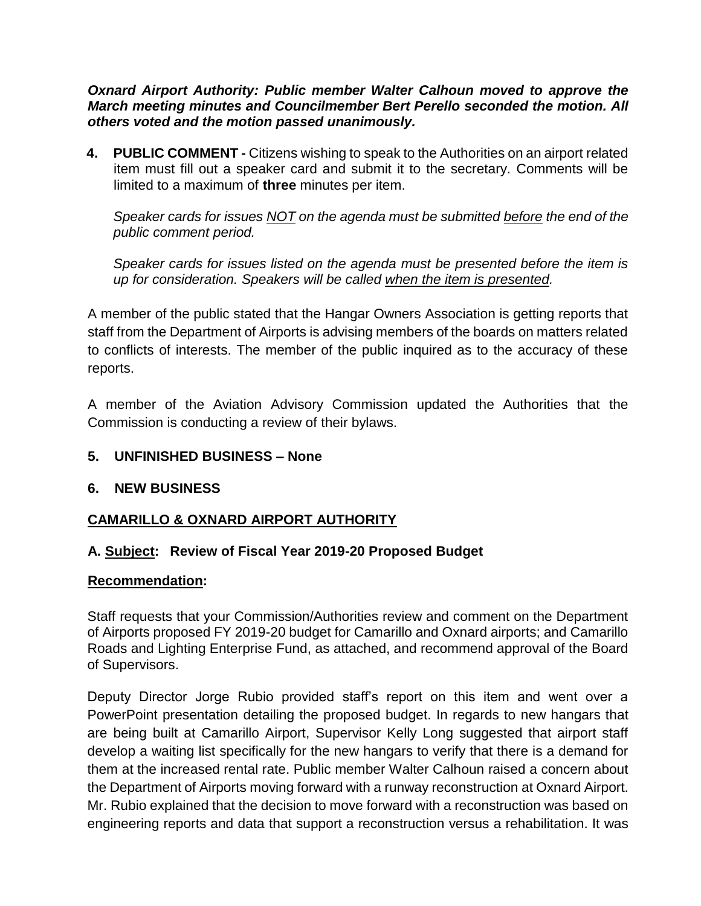***Oxnard Airport Authority: Public member Walter Calhoun moved to approve the March meeting minutes and Councilmember Bert Perello seconded the motion. All others voted and the motion passed unanimously.***

**4. PUBLIC COMMENT -** Citizens wishing to speak to the Authorities on an airport related item must fill out a speaker card and submit it to the secretary. Comments will be limited to a maximum of **three** minutes per item.

*Speaker cards for issues <u>NOT</u> on the agenda must be submitted <u>before</u> the end of the public comment period.*

*Speaker cards for issues listed on the agenda must be presented before the item is up for consideration. Speakers will be called <u>when the item is presented</u>.*

A member of the public stated that the Hangar Owners Association is getting reports that staff from the Department of Airports is advising members of the boards on matters related to conflicts of interests. The member of the public inquired as to the accuracy of these reports.

A member of the Aviation Advisory Commission updated the Authorities that the Commission is conducting a review of their bylaws.

**5. UNFINISHED BUSINESS – None**

**6. NEW BUSINESS**

**<u>CAMARILLO & OXNARD AIRPORT AUTHORITY</u>**

**A. <u>Subject</u>: Review of Fiscal Year 2019-20 Proposed Budget**

**<u>Recommendation</u>:**

Staff requests that your Commission/Authorities review and comment on the Department of Airports proposed FY 2019-20 budget for Camarillo and Oxnard airports; and Camarillo Roads and Lighting Enterprise Fund, as attached, and recommend approval of the Board of Supervisors.

Deputy Director Jorge Rubio provided staff's report on this item and went over a PowerPoint presentation detailing the proposed budget. In regards to new hangars that are being built at Camarillo Airport, Supervisor Kelly Long suggested that airport staff develop a waiting list specifically for the new hangars to verify that there is a demand for them at the increased rental rate. Public member Walter Calhoun raised a concern about the Department of Airports moving forward with a runway reconstruction at Oxnard Airport. Mr. Rubio explained that the decision to move forward with a reconstruction was based on engineering reports and data that support a reconstruction versus a rehabilitation. It was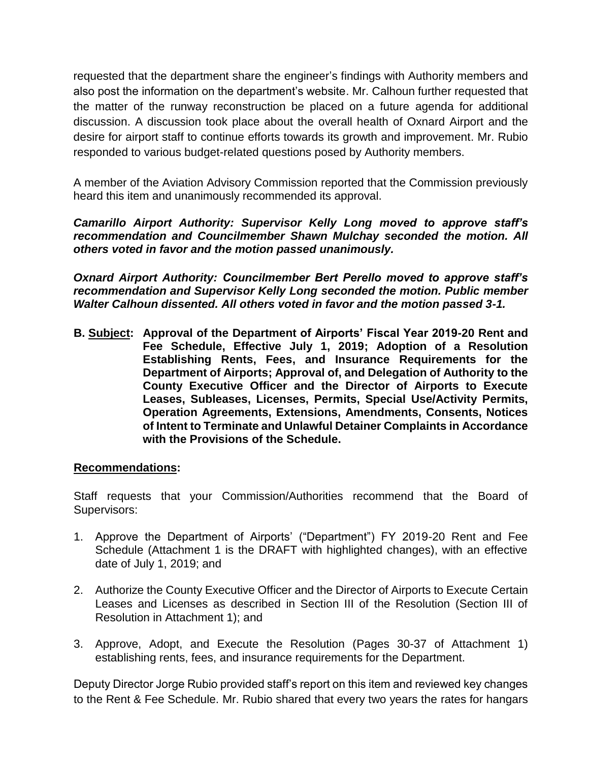requested that the department share the engineer's findings with Authority members and also post the information on the department's website. Mr. Calhoun further requested that the matter of the runway reconstruction be placed on a future agenda for additional discussion. A discussion took place about the overall health of Oxnard Airport and the desire for airport staff to continue efforts towards its growth and improvement. Mr. Rubio responded to various budget-related questions posed by Authority members.

A member of the Aviation Advisory Commission reported that the Commission previously heard this item and unanimously recommended its approval.

***Camarillo Airport Authority: Supervisor Kelly Long moved to approve staff's recommendation and Councilmember Shawn Mulchay seconded the motion. All others voted in favor and the motion passed unanimously.***

***Oxnard Airport Authority: Councilmember Bert Perello moved to approve staff's recommendation and Supervisor Kelly Long seconded the motion. Public member Walter Calhoun dissented. All others voted in favor and the motion passed 3-1.***

**B. <u>Subject</u>: Approval of the Department of Airports' Fiscal Year 2019-20 Rent and Fee Schedule, Effective July 1, 2019; Adoption of a Resolution Establishing Rents, Fees, and Insurance Requirements for the Department of Airports; Approval of, and Delegation of Authority to the County Executive Officer and the Director of Airports to Execute Leases, Subleases, Licenses, Permits, Special Use/Activity Permits, Operation Agreements, Extensions, Amendments, Consents, Notices of Intent to Terminate and Unlawful Detainer Complaints in Accordance with the Provisions of the Schedule.**

**<u>Recommendations</u>:**

Staff requests that your Commission/Authorities recommend that the Board of Supervisors:

1. Approve the Department of Airports' ("Department") FY 2019-20 Rent and Fee Schedule (Attachment 1 is the DRAFT with highlighted changes), with an effective date of July 1, 2019; and

2. Authorize the County Executive Officer and the Director of Airports to Execute Certain Leases and Licenses as described in Section III of the Resolution (Section III of Resolution in Attachment 1); and

3. Approve, Adopt, and Execute the Resolution (Pages 30-37 of Attachment 1) establishing rents, fees, and insurance requirements for the Department.

Deputy Director Jorge Rubio provided staff's report on this item and reviewed key changes to the Rent & Fee Schedule. Mr. Rubio shared that every two years the rates for hangars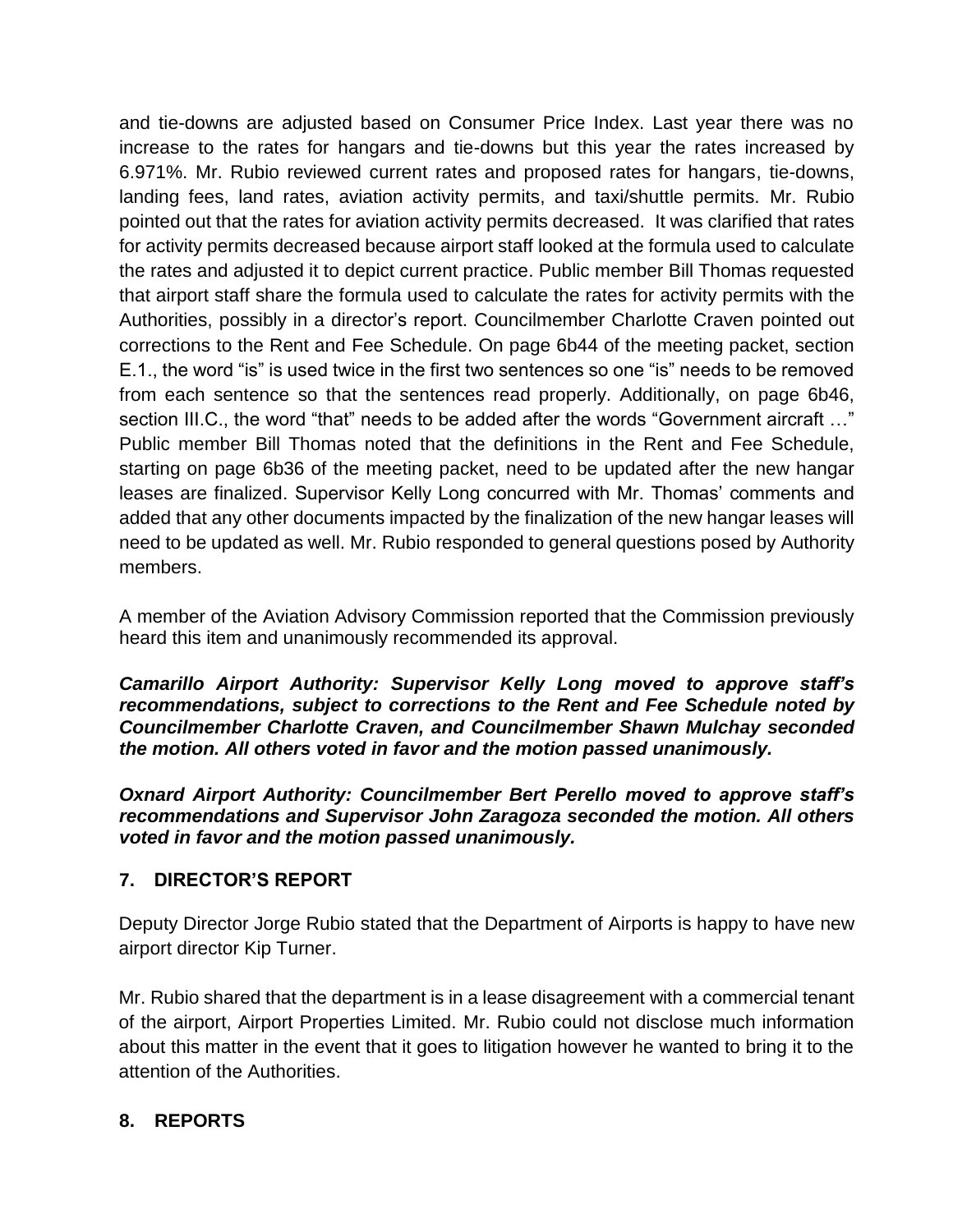and tie-downs are adjusted based on Consumer Price Index. Last year there was no increase to the rates for hangars and tie-downs but this year the rates increased by 6.971%. Mr. Rubio reviewed current rates and proposed rates for hangars, tie-downs, landing fees, land rates, aviation activity permits, and taxi/shuttle permits. Mr. Rubio pointed out that the rates for aviation activity permits decreased. It was clarified that rates for activity permits decreased because airport staff looked at the formula used to calculate the rates and adjusted it to depict current practice. Public member Bill Thomas requested that airport staff share the formula used to calculate the rates for activity permits with the Authorities, possibly in a director's report. Councilmember Charlotte Craven pointed out corrections to the Rent and Fee Schedule. On page 6b44 of the meeting packet, section E.1., the word "is" is used twice in the first two sentences so one "is" needs to be removed from each sentence so that the sentences read properly. Additionally, on page 6b46, section III.C., the word "that" needs to be added after the words "Government aircraft …" Public member Bill Thomas noted that the definitions in the Rent and Fee Schedule, starting on page 6b36 of the meeting packet, need to be updated after the new hangar leases are finalized. Supervisor Kelly Long concurred with Mr. Thomas' comments and added that any other documents impacted by the finalization of the new hangar leases will need to be updated as well. Mr. Rubio responded to general questions posed by Authority members.

A member of the Aviation Advisory Commission reported that the Commission previously heard this item and unanimously recommended its approval.

***Camarillo Airport Authority: Supervisor Kelly Long moved to approve staff's recommendations, subject to corrections to the Rent and Fee Schedule noted by Councilmember Charlotte Craven, and Councilmember Shawn Mulchay seconded the motion. All others voted in favor and the motion passed unanimously.***

***Oxnard Airport Authority: Councilmember Bert Perello moved to approve staff's recommendations and Supervisor John Zaragoza seconded the motion. All others voted in favor and the motion passed unanimously.***

## 7. DIRECTOR'S REPORT

Deputy Director Jorge Rubio stated that the Department of Airports is happy to have new airport director Kip Turner.

Mr. Rubio shared that the department is in a lease disagreement with a commercial tenant of the airport, Airport Properties Limited. Mr. Rubio could not disclose much information about this matter in the event that it goes to litigation however he wanted to bring it to the attention of the Authorities.

## 8. REPORTS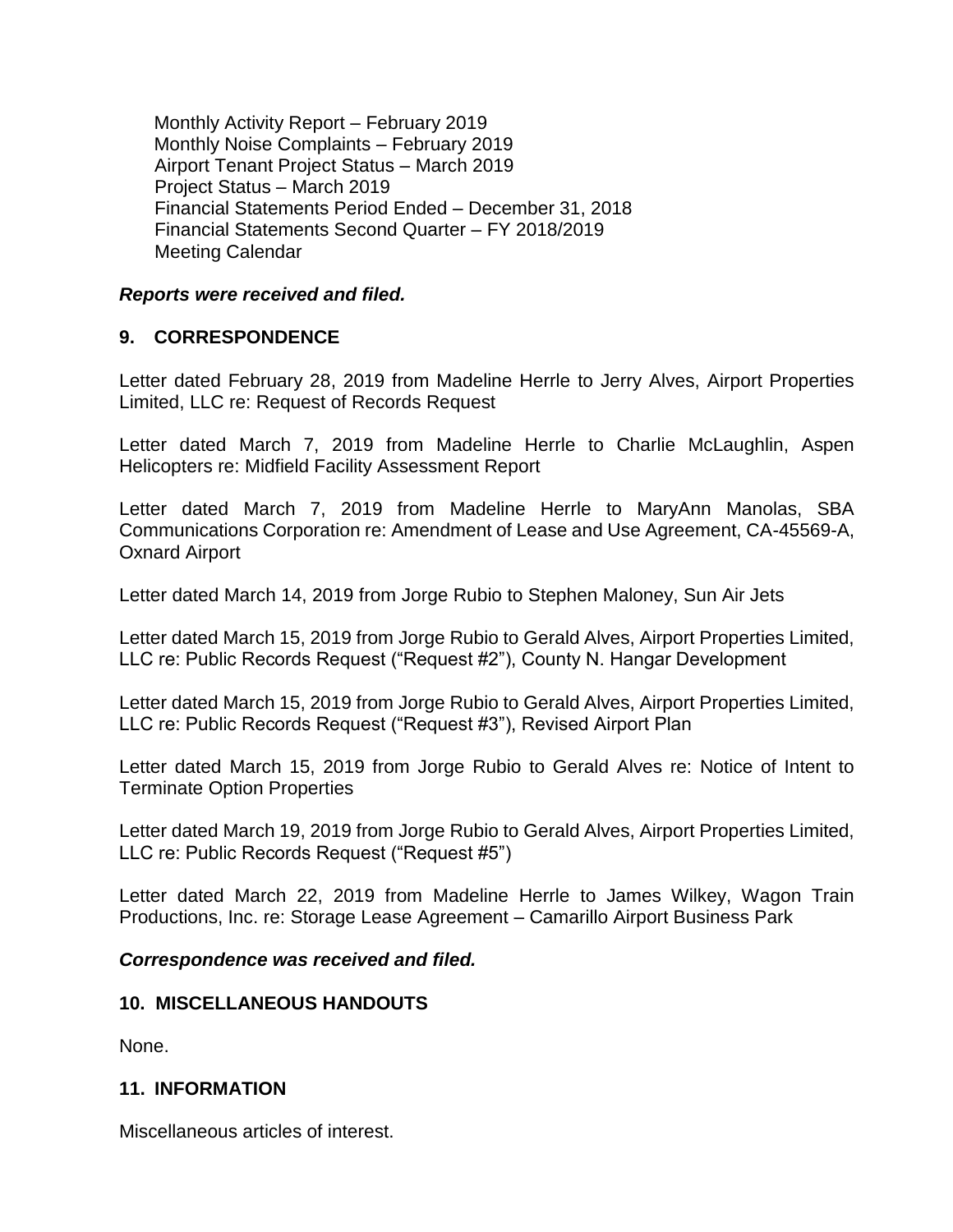Monthly Activity Report – February 2019
Monthly Noise Complaints – February 2019
Airport Tenant Project Status – March 2019
Project Status – March 2019
Financial Statements Period Ended – December 31, 2018
Financial Statements Second Quarter – FY 2018/2019
Meeting Calendar

***Reports were received and filed.***

## 9. CORRESPONDENCE

Letter dated February 28, 2019 from Madeline Herrle to Jerry Alves, Airport Properties Limited, LLC re: Request of Records Request

Letter dated March 7, 2019 from Madeline Herrle to Charlie McLaughlin, Aspen Helicopters re: Midfield Facility Assessment Report

Letter dated March 7, 2019 from Madeline Herrle to MaryAnn Manolas, SBA Communications Corporation re: Amendment of Lease and Use Agreement, CA-45569-A, Oxnard Airport

Letter dated March 14, 2019 from Jorge Rubio to Stephen Maloney, Sun Air Jets

Letter dated March 15, 2019 from Jorge Rubio to Gerald Alves, Airport Properties Limited, LLC re: Public Records Request ("Request #2"), County N. Hangar Development

Letter dated March 15, 2019 from Jorge Rubio to Gerald Alves, Airport Properties Limited, LLC re: Public Records Request ("Request #3"), Revised Airport Plan

Letter dated March 15, 2019 from Jorge Rubio to Gerald Alves re: Notice of Intent to Terminate Option Properties

Letter dated March 19, 2019 from Jorge Rubio to Gerald Alves, Airport Properties Limited, LLC re: Public Records Request ("Request #5")

Letter dated March 22, 2019 from Madeline Herrle to James Wilkey, Wagon Train Productions, Inc. re: Storage Lease Agreement – Camarillo Airport Business Park

***Correspondence was received and filed.***

## 10. MISCELLANEOUS HANDOUTS

None.

## 11. INFORMATION

Miscellaneous articles of interest.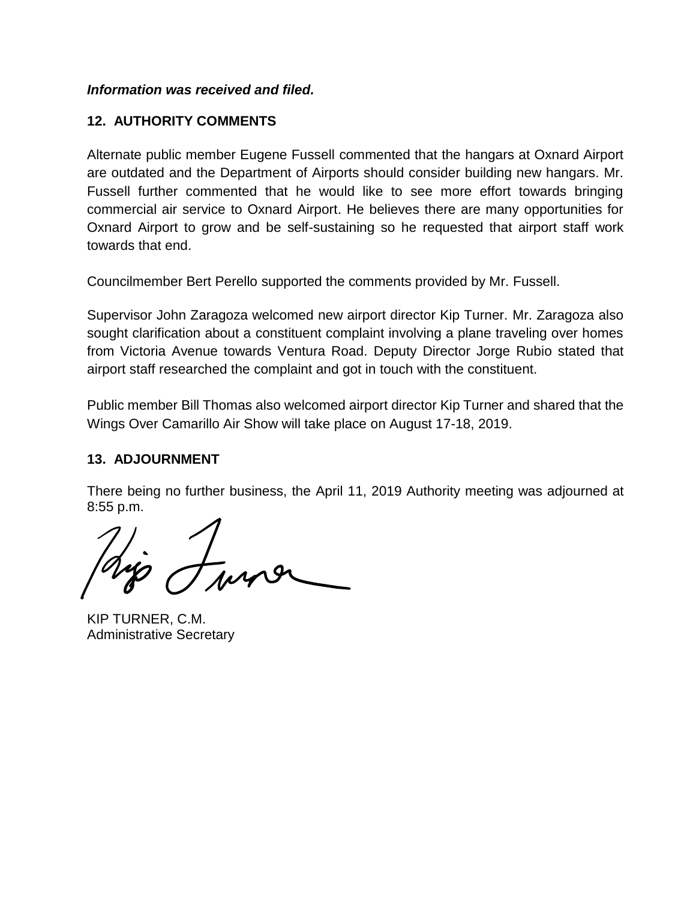***Information was received and filed.***

## 12. AUTHORITY COMMENTS

Alternate public member Eugene Fussell commented that the hangars at Oxnard Airport are outdated and the Department of Airports should consider building new hangars. Mr. Fussell further commented that he would like to see more effort towards bringing commercial air service to Oxnard Airport. He believes there are many opportunities for Oxnard Airport to grow and be self-sustaining so he requested that airport staff work towards that end.

Councilmember Bert Perello supported the comments provided by Mr. Fussell.

Supervisor John Zaragoza welcomed new airport director Kip Turner. Mr. Zaragoza also sought clarification about a constituent complaint involving a plane traveling over homes from Victoria Avenue towards Ventura Road. Deputy Director Jorge Rubio stated that airport staff researched the complaint and got in touch with the constituent.

Public member Bill Thomas also welcomed airport director Kip Turner and shared that the Wings Over Camarillo Air Show will take place on August 17-18, 2019.

## 13. ADJOURNMENT

There being no further business, the April 11, 2019 Authority meeting was adjourned at 8:55 p.m.

KIP TURNER, C.M.
Administrative Secretary